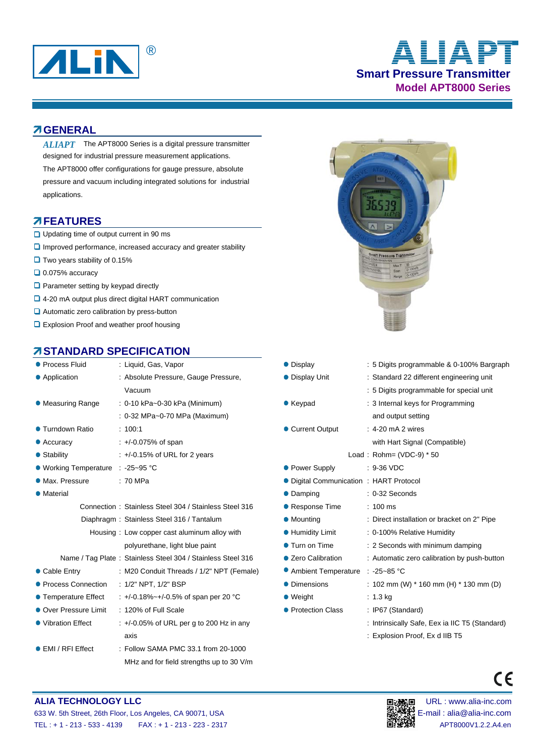# ALIAPT

## Smart Pressure Transmitter

## Model APT8000 Series

## GENERAL

*ALIAPT* The APT8000 Series is a digital pressure transmitter designed for industrial pressure measurement applications. The APT8000 offer configurations for gauge pressure, absolute pressure and vacuum including integrated solutions for industrial applications.

## FEATURES

- Updating time of output current in 90 ms
- Improved performance, increased accuracy and greater stability
- Two years stability of 0.15%
- 0.075% accuracy
- Parameter setting by keypad directly
- 4-20 mA output plus direct digital HART communication
- Automatic zero calibration by press-button
- Explosion Proof and weather proof housing

## STANDARD SPECIFICATION

- **Process Fluid** : Liquid, Gas, Vapor
- **Application** : Absolute Pressure, Gauge Pressure, Vacuum
- **Measuring Range** : 0-10 kPa~0-30 kPa (Minimum) : 0-32 MPa~0-70 MPa (Maximum)
- **Turndown Ratio** : 100:1
- **Accuracy** : +/-0.075% of span
- **Stability** : +/-0.15% of URL for 2 years
- **Working Temperature** : -25~95 °C
- **Max. Pressure** : 70 MPa
- **Material**
  - Connection : Stainless Steel 304 / Stainless Steel 316
  - Diaphragm : Stainless Steel 316 / Tantalum
  - Housing : Low copper cast aluminum alloy with polyurethane, light blue paint
  - Name / Tag Plate : Stainless Steel 304 / Stainless Steel 316
- **Cable Entry** : M20 Conduit Threads / 1/2" NPT (Female)
- **Process Connection** : 1/2" NPT, 1/2" BSP
- **Temperature Effect** : +/-0.18%~+/-0.5% of span per 20 °C
- **Over Pressure Limit** : 120% of Full Scale
- **Vibration Effect** : +/-0.05% of URL per g to 200 Hz in any axis
- **EMI / RFI Effect** : Follow SAMA PMC 33.1 from 20-1000 MHz and for field strengths up to 30 V/m
- **Display** : 5 Digits programmable & 0-100% Bargraph
- **Display Unit** : Standard 22 different engineering unit : 5 Digits programmable for special unit
- **Keypad** : 3 Internal keys for Programming and output setting
- **Current Output** : 4-20 mA 2 wires with Hart Signal (Compatible)
  - Load : Rohm= (VDC-9) * 50
- **Power Supply** : 9-36 VDC
- **Digital Communication** : HART Protocol
- **Damping** : 0-32 Seconds
- **Response Time** : 100 ms
- **Mounting** : Direct installation or bracket on 2" Pipe
- **Humidity Limit** : 0-100% Relative Humidity
- **Turn on Time** : 2 Seconds with minimum damping
- **Zero Calibration** : Automatic zero calibration by push-button
- **Ambient Temperature** : -25~85 °C
- **Dimensions** : 102 mm (W) * 160 mm (H) * 130 mm (D)
- **Weight** : 1.3 kg
- **Protection Class** : IP67 (Standard) : Intrinsically Safe, Eex ia IIC T5 (Standard) : Explosion Proof, Ex d IIB T5

**ALIA TECHNOLOGY LLC**
633 W. 5th Street, 26th Floor, Los Angeles, CA 90071, USA
TEL : + 1 - 213 - 533 - 4139 FAX : + 1 - 213 - 223 - 2317

URL : www.alia-inc.com
E-mail : alia@alia-inc.com
APT8000V1.2.2.A4.en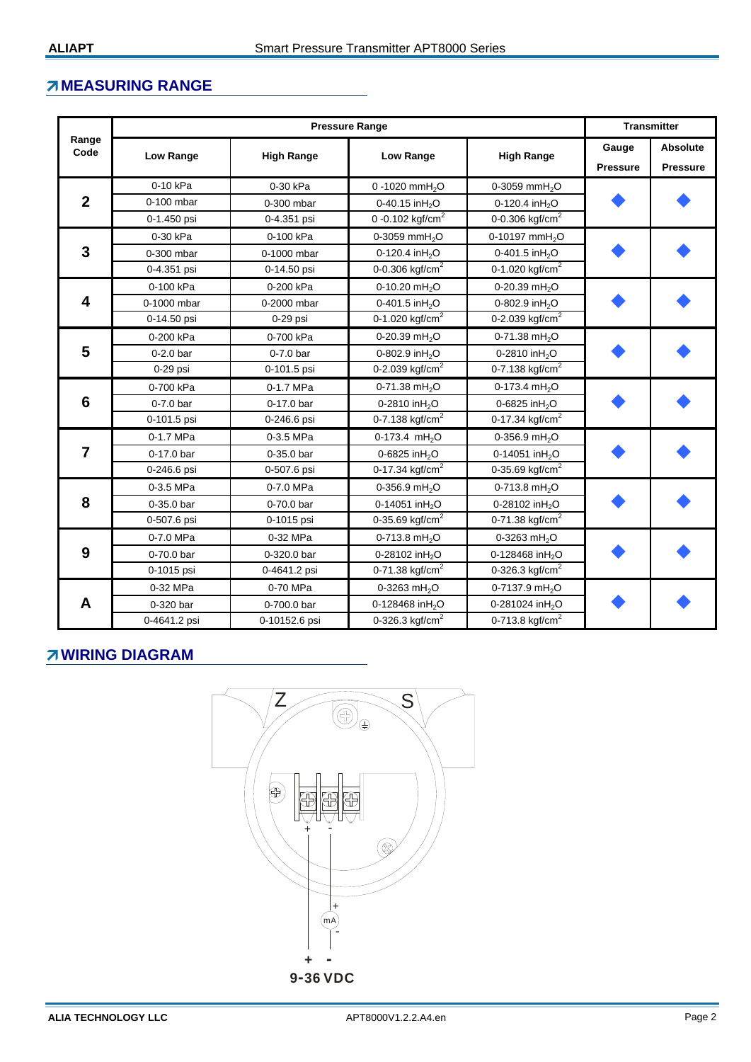## ↗MEASURING RANGE

| Range Code | Pressure Range | | | | Transmitter | |
|---|---|---|---|---|---|---|
| | Low Range | High Range | Low Range | High Range | Gauge Pressure | Absolute Pressure |
| 2 | 0-10 kPa<br>0-100 mbar<br>0-1.450 psi | 0-30 kPa<br>0-300 mbar<br>0-4.351 psi | 0 -1020 $mmH_2O$<br>0-40.15 $inH_2O$<br>0 -0.102 $kgf/cm^2$ | 0-3059 $mmH_2O$<br>0-120.4 $inH_2O$<br>0-0.306 $kgf/cm^2$ | ◆ | ◆ |
| 3 | 0-30 kPa<br>0-300 mbar<br>0-4.351 psi | 0-100 kPa<br>0-1000 mbar<br>0-14.50 psi | 0-3059 $mmH_2O$<br>0-120.4 $inH_2O$<br>0-0.306 $kgf/cm^2$ | 0-10197 $mmH_2O$<br>0-401.5 $inH_2O$<br>0-1.020 $kgf/cm^2$ | ◆ | ◆ |
| 4 | 0-100 kPa<br>0-1000 mbar<br>0-14.50 psi | 0-200 kPa<br>0-2000 mbar<br>0-29 psi | 0-10.20 $mH_2O$<br>0-401.5 $inH_2O$<br>0-1.020 $kgf/cm^2$ | 0-20.39 $mH_2O$<br>0-802.9 $inH_2O$<br>0-2.039 $kgf/cm^2$ | ◆ | ◆ |
| 5 | 0-200 kPa<br>0-2.0 bar<br>0-29 psi | 0-700 kPa<br>0-7.0 bar<br>0-101.5 psi | 0-20.39 $mH_2O$<br>0-802.9 $inH_2O$<br>0-2.039 $kgf/cm^2$ | 0-71.38 $mH_2O$<br>0-2810 $inH_2O$<br>0-7.138 $kgf/cm^2$ | ◆ | ◆ |
| 6 | 0-700 kPa<br>0-7.0 bar<br>0-101.5 psi | 0-1.7 MPa<br>0-17.0 bar<br>0-246.6 psi | 0-71.38 $mH_2O$<br>0-2810 $inH_2O$<br>0-7.138 $kgf/cm^2$ | 0-173.4 $mH_2O$<br>0-6825 $inH_2O$<br>0-17.34 $kgf/cm^2$ | ◆ | ◆ |
| 7 | 0-1.7 MPa<br>0-17.0 bar<br>0-246.6 psi | 0-3.5 MPa<br>0-35.0 bar<br>0-507.6 psi | 0-173.4 $mH_2O$<br>0-6825 $inH_2O$<br>0-17.34 $kgf/cm^2$ | 0-356.9 $mH_2O$<br>0-14051 $inH_2O$<br>0-35.69 $kgf/cm^2$ | ◆ | ◆ |
| 8 | 0-3.5 MPa<br>0-35.0 bar<br>0-507.6 psi | 0-7.0 MPa<br>0-70.0 bar<br>0-1015 psi | 0-356.9 $mH_2O$<br>0-14051 $inH_2O$<br>0-35.69 $kgf/cm^2$ | 0-713.8 $mH_2O$<br>0-28102 $inH_2O$<br>0-71.38 $kgf/cm^2$ | ◆ | ◆ |
| 9 | 0-7.0 MPa<br>0-70.0 bar<br>0-1015 psi | 0-32 MPa<br>0-320.0 bar<br>0-4641.2 psi | 0-713.8 $mH_2O$<br>0-28102 $inH_2O$<br>0-71.38 $kgf/cm^2$ | 0-3263 $mH_2O$<br>0-128468 $inH_2O$<br>0-326.3 $kgf/cm^2$ | ◆ | ◆ |
| A | 0-32 MPa<br>0-320 bar<br>0-4641.2 psi | 0-70 MPa<br>0-700.0 bar<br>0-10152.6 psi | 0-3263 $mH_2O$<br>0-128468 $inH_2O$<br>0-326.3 $kgf/cm^2$ | 0-7137.9 $mH_2O$<br>0-281024 $inH_2O$<br>0-713.8 $kgf/cm^2$ | ◆ | ◆ |

## ↗WIRING DIAGRAM

Z
S
+
-
+
mA
-
+ -
9-36 VDC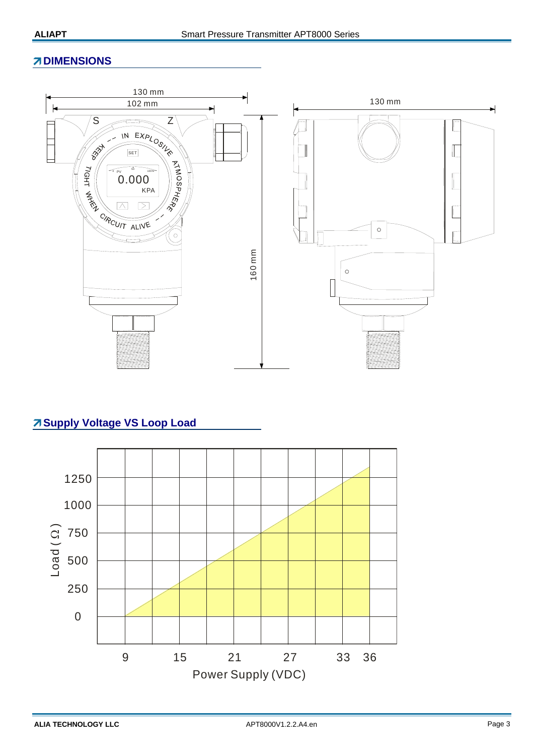## DIMENSIONS

130 mm
102 mm
S
Z
-- IN EXPLOSIVE ATMOSPHERE --
KEEP TIGHT WHEN CIRCUIT ALIVE
SET
PV
100%
0.000
KPA
130 mm
160 mm

## Supply Voltage VS Loop Load

1250
1000
750
500
250
0
Load ( Ω )
9
15
21
27
33
36
Power Supply (VDC)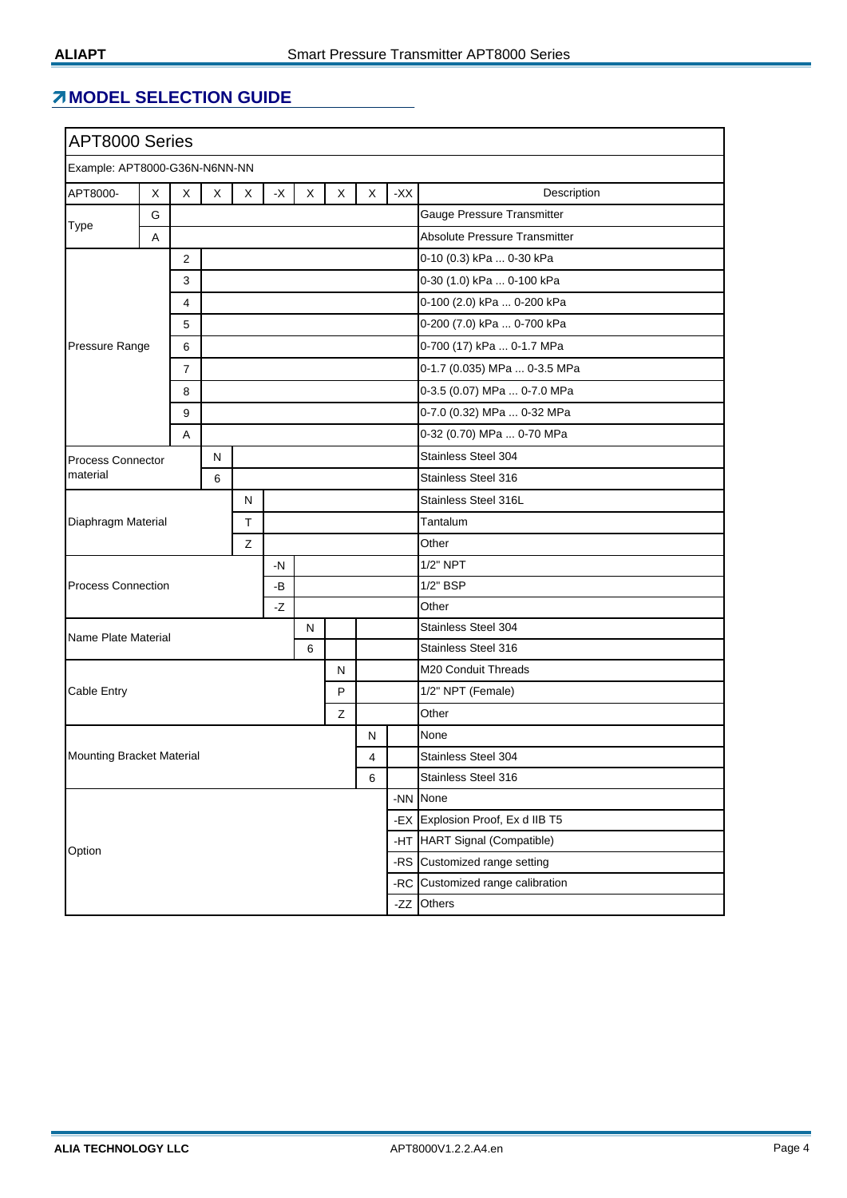## MODEL SELECTION GUIDE

**APT8000 Series**

Example: APT8000-G36N-N6NN-NN

| APT8000- | X | X | X | X | -X | X | X | X | -XX | Description |
|---|---|---|---|---|---|---|---|---|---|---|
| Type | G | | | | | | | | | Gauge Pressure Transmitter |
| | A | | | | | | | | | Absolute Pressure Transmitter |
| Pressure Range | | 2 | | | | | | | | 0-10 (0.3) kPa ... 0-30 kPa |
| | | 3 | | | | | | | | 0-30 (1.0) kPa ... 0-100 kPa |
| | | 4 | | | | | | | | 0-100 (2.0) kPa ... 0-200 kPa |
| | | 5 | | | | | | | | 0-200 (7.0) kPa ... 0-700 kPa |
| | | 6 | | | | | | | | 0-700 (17) kPa ... 0-1.7 MPa |
| | | 7 | | | | | | | | 0-1.7 (0.035) MPa ... 0-3.5 MPa |
| | | 8 | | | | | | | | 0-3.5 (0.07) MPa ... 0-7.0 MPa |
| | | 9 | | | | | | | | 0-7.0 (0.32) MPa ... 0-32 MPa |
| | | A | | | | | | | | 0-32 (0.70) MPa ... 0-70 MPa |
| Process Connector material | | | N | | | | | | | Stainless Steel 304 |
| | | | 6 | | | | | | | Stainless Steel 316 |
| Diaphragm Material | | | | N | | | | | | Stainless Steel 316L |
| | | | | T | | | | | | Tantalum |
| | | | | Z | | | | | | Other |
| Process Connection | | | | | -N | | | | | 1/2" NPT |
| | | | | | -B | | | | | 1/2" BSP |
| | | | | | -Z | | | | | Other |
| Name Plate Material | | | | | | N | | | | Stainless Steel 304 |
| | | | | | | 6 | | | | Stainless Steel 316 |
| Cable Entry | | | | | | | N | | | M20 Conduit Threads |
| | | | | | | | P | | | 1/2" NPT (Female) |
| | | | | | | | Z | | | Other |
| Mounting Bracket Material | | | | | | | | N | | None |
| | | | | | | | | 4 | | Stainless Steel 304 |
| | | | | | | | | 6 | | Stainless Steel 316 |
| Option | | | | | | | | | -NN | None |
| | | | | | | | | | -EX | Explosion Proof, Ex d IIB T5 |
| | | | | | | | | | -HT | HART Signal (Compatible) |
| | | | | | | | | | -RS | Customized range setting |
| | | | | | | | | | -RC | Customized range calibration |
| | | | | | | | | | -ZZ | Others |